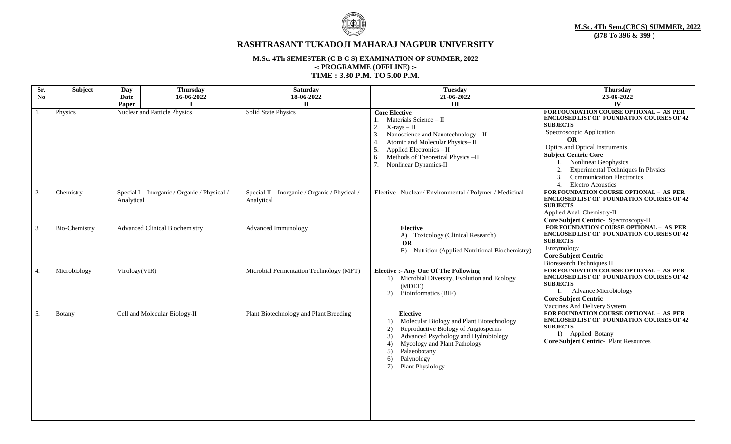**M.Sc. 4Th Sem.(CBCS) SUMMER, 2022**
**(378 To 396 & 399 )**

# RASHTRASANT TUKADOJI MAHARAJ NAGPUR UNIVERSITY

## M.Sc. 4Th SEMESTER (C B C S) EXAMINATION OF SUMMER, 2022
### -: PROGRAMME (OFFLINE) :-
### TIME : 3.30 P.M. TO 5.00 P.M.

| Sr. No | Subject | Day / Date / Paper: Thursday 16-06-2022 I | Saturday 18-06-2022 II | Tuesday 21-06-2022 III | Thursday 23-06-2022 IV |
|---|---|---|---|---|---|
| 1. | Physics | Nuclear and Patticle Physics | Solid State Physics | **Core Elective**<br>1. Materials Science – II<br>2. X-rays – II<br>3. Nanoscience and Nanotechnology – II<br>4. Atomic and Molecular Physics– II<br>5. Applied Electronics – II<br>6. Methods of Theoretical Physics –II<br>7. Nonlinear Dynamics-II | **FOR FOUNDATION COURSE OPTIONAL – AS PER ENCLOSED LIST OF FOUNDATION COURSES OF 42 SUBJECTS**<br>Spectroscopic Application<br>**OR**<br>Optics and Optical Instruments<br>**Subject Centric Core**<br>1. Nonlinear Geophysics<br>2. Experimental Techniques In Physics<br>3. Communication Electronics<br>4. Electro Acoustics |
| 2. | Chemistry | Special I – Inorganic / Organic / Physical / Analytical | Special II – Inorganic / Organic / Physical / Analytical | Elective –Nuclear / Environmental / Polymer / Medicinal | **FOR FOUNDATION COURSE OPTIONAL – AS PER ENCLOSED LIST OF FOUNDATION COURSES OF 42 SUBJECTS**<br>Applied Anal. Chemistry-II<br>**Core Subject Centric**- Spectroscopy-II |
| 3. | Bio-Chemistry | Advanced Clinical Biochemistry | Advanced Immunology | **Elective**<br>A) Toxicology (Clinical Research)<br>**OR**<br>B) Nutrition (Applied Nutritional Biochemistry) | **FOR FOUNDATION COURSE OPTIONAL – AS PER ENCLOSED LIST OF FOUNDATION COURSES OF 42 SUBJECTS**<br>Enzymology<br>**Core Subject Centric**<br>Bioresearch Techniques II |
| 4. | Microbiology | Virology(VIR) | Microbial Fermentation Technology (MFT) | **Elective :- Any One Of The Following**<br>1) Microbial Diversity, Evolution and Ecology (MDEE)<br>2) Bioinformatics (BIF) | **FOR FOUNDATION COURSE OPTIONAL – AS PER ENCLOSED LIST OF FOUNDATION COURSES OF 42 SUBJECTS**<br>1. Advance Microbiology<br>**Core Subject Centric**<br>Vaccines And Delivery System |
| 5. | Botany | Cell and Molecular Biology-II | Plant Biotechnology and Plant Breeding | **Elective**<br>1) Molecular Biology and Plant Biotechnology<br>2) Reproductive Biology of Angiosperms<br>3) Advanced Psychology and Hydrobiology<br>4) Mycology and Plant Pathology<br>5) Palaeobotany<br>6) Palynology<br>7) Plant Physiology | **FOR FOUNDATION COURSE OPTIONAL – AS PER ENCLOSED LIST OF FOUNDATION COURSES OF 42 SUBJECTS**<br>1) Applied Botany<br>**Core Subject Centric**- Plant Resources |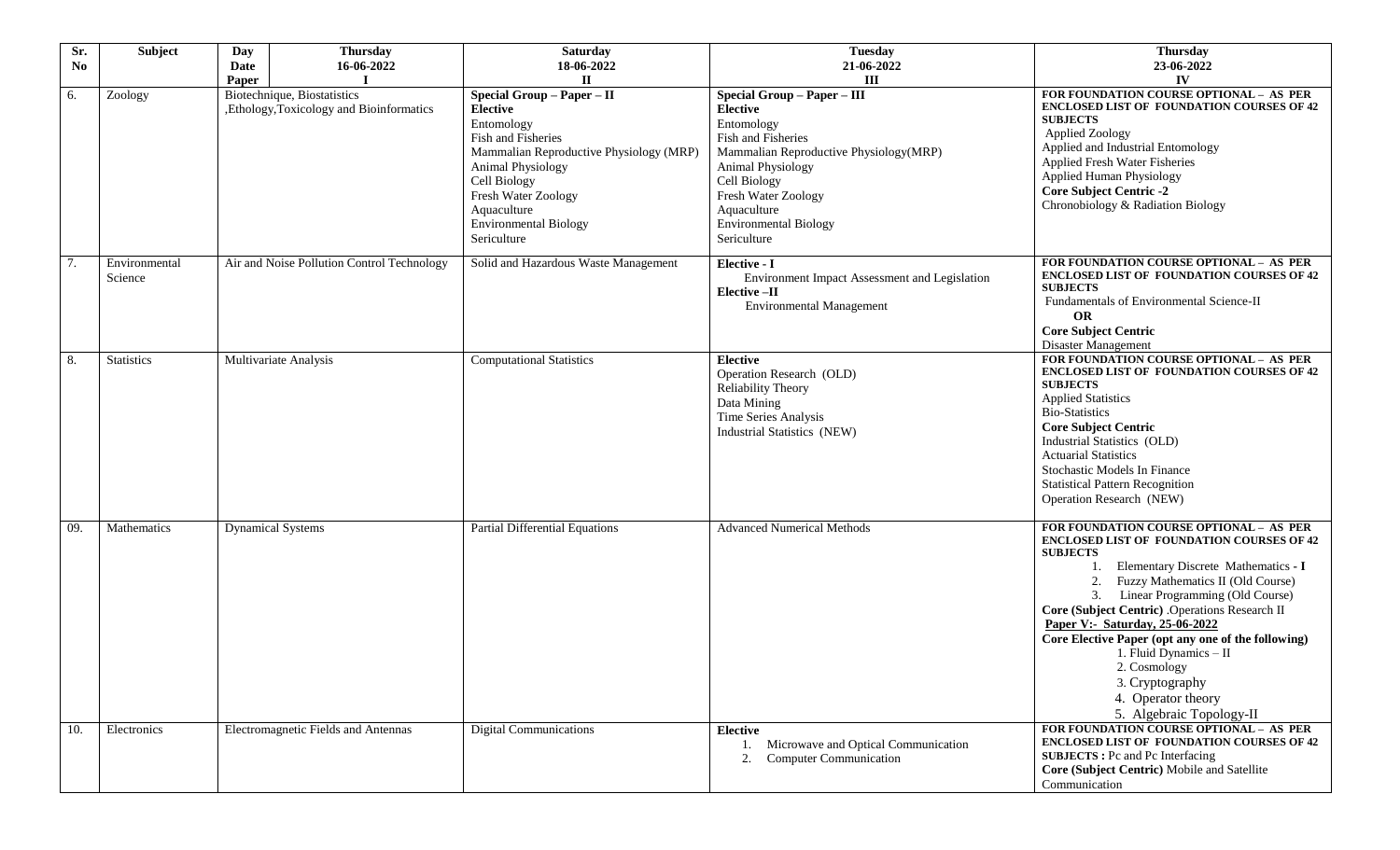| Sr. No | Subject | Day / Date / Paper: Thursday 16-06-2022 I | Saturday 18-06-2022 II | Tuesday 21-06-2022 III | Thursday 23-06-2022 IV |
|---|---|---|---|---|---|
| 6. | Zoology | Biotechnique, Biostatistics ,Ethology,Toxicology and Bioinformatics | **Special Group – Paper – II** **Elective** Entomology Fish and Fisheries Mammalian Reproductive Physiology (MRP) Animal Physiology Cell Biology Fresh Water Zoology Aquaculture Environmental Biology Sericulture | **Special Group – Paper – III** **Elective** Entomology Fish and Fisheries Mammalian Reproductive Physiology(MRP) Animal Physiology Cell Biology Fresh Water Zoology Aquaculture Environmental Biology Sericulture | **FOR FOUNDATION COURSE OPTIONAL – AS PER ENCLOSED LIST OF FOUNDATION COURSES OF 42 SUBJECTS** Applied Zoology Applied and Industrial Entomology Applied Fresh Water Fisheries Applied Human Physiology **Core Subject Centric -2** Chronobiology & Radiation Biology |
| 7. | Environmental Science | Air and Noise Pollution Control Technology | Solid and Hazardous Waste Management | **Elective - I** Environment Impact Assessment and Legislation **Elective –II** Environmental Management | **FOR FOUNDATION COURSE OPTIONAL – AS PER ENCLOSED LIST OF FOUNDATION COURSES OF 42 SUBJECTS** Fundamentals of Environmental Science-II **OR** **Core Subject Centric** Disaster Management |
| 8. | Statistics | Multivariate Analysis | Computational Statistics | **Elective** Operation Research (OLD) Reliability Theory Data Mining Time Series Analysis Industrial Statistics (NEW) | **FOR FOUNDATION COURSE OPTIONAL – AS PER ENCLOSED LIST OF FOUNDATION COURSES OF 42 SUBJECTS** Applied Statistics Bio-Statistics **Core Subject Centric** Industrial Statistics (OLD) Actuarial Statistics Stochastic Models In Finance Statistical Pattern Recognition Operation Research (NEW) |
| 09. | Mathematics | Dynamical Systems | Partial Differential Equations | Advanced Numerical Methods | **FOR FOUNDATION COURSE OPTIONAL – AS PER ENCLOSED LIST OF FOUNDATION COURSES OF 42 SUBJECTS** 1. Elementary Discrete Mathematics **- I** 2. Fuzzy Mathematics II (Old Course) 3. Linear Programming (Old Course) **Core (Subject Centric)** .Operations Research II **Paper V:- Saturday, 25-06-2022** **Core Elective Paper (opt any one of the following)** 1. Fluid Dynamics – II 2. Cosmology 3. Cryptography 4. Operator theory 5. Algebraic Topology-II |
| 10. | Electronics | Electromagnetic Fields and Antennas | Digital Communications | **Elective** 1. Microwave and Optical Communication 2. Computer Communication | **FOR FOUNDATION COURSE OPTIONAL – AS PER ENCLOSED LIST OF FOUNDATION COURSES OF 42 SUBJECTS :** Pc and Pc Interfacing **Core (Subject Centric)** Mobile and Satellite Communication |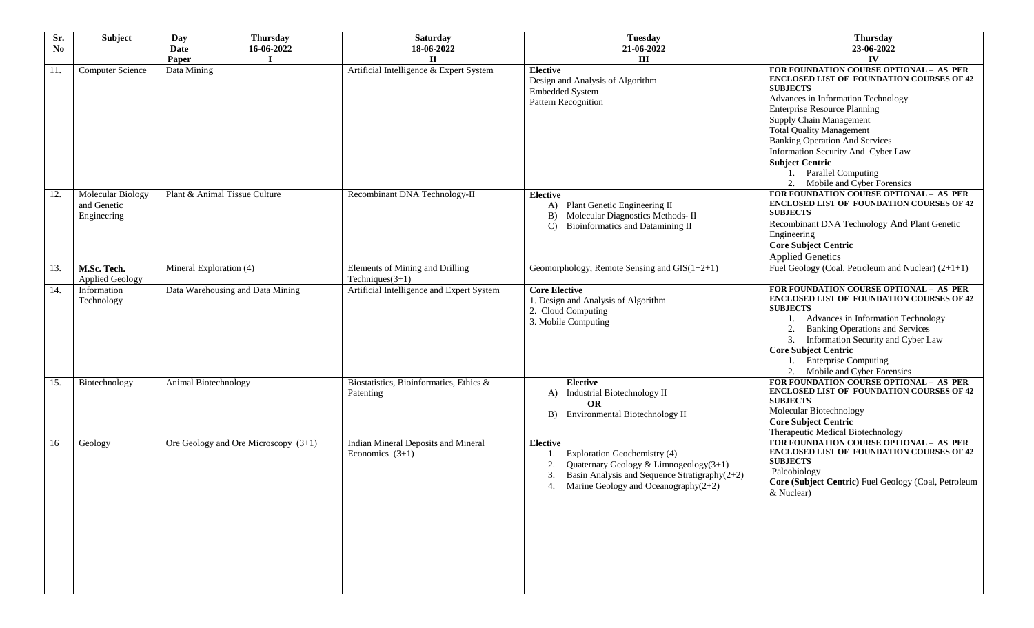| Sr. No | Subject | Day / Date / Paper | Thursday 16-06-2022 I | Saturday 18-06-2022 II | Tuesday 21-06-2022 III | Thursday 23-06-2022 IV |
|---|---|---|---|---|---|---|
| 11. | Computer Science | Data Mining | | Artificial Intelligence & Expert System | **Elective**<br>Design and Analysis of Algorithm<br>Embedded System<br>Pattern Recognition | **FOR FOUNDATION COURSE OPTIONAL – AS PER ENCLOSED LIST OF FOUNDATION COURSES OF 42 SUBJECTS**<br>Advances in Information Technology<br>Enterprise Resource Planning<br>Supply Chain Management<br>Total Quality Management<br>Banking Operation And Services<br>Information Security And Cyber Law<br>**Subject Centric**<br>1. Parallel Computing<br>2. Mobile and Cyber Forensics |
| 12. | Molecular Biology and Genetic Engineering | Plant & Animal Tissue Culture | | Recombinant DNA Technology-II | **Elective**<br>A) Plant Genetic Engineering II<br>B) Molecular Diagnostics Methods- II<br>C) Bioinformatics and Datamining II | **FOR FOUNDATION COURSE OPTIONAL – AS PER ENCLOSED LIST OF FOUNDATION COURSES OF 42 SUBJECTS**<br>Recombinant DNA Technology And Plant Genetic Engineering<br>**Core Subject Centric**<br>Applied Genetics |
| 13. | **M.Sc. Tech.** Applied Geology | Mineral Exploration (4) | | Elements of Mining and Drilling Techniques(3+1) | Geomorphology, Remote Sensing and GIS(1+2+1) | Fuel Geology (Coal, Petroleum and Nuclear) (2+1+1) |
| 14. | Information Technology | Data Warehousing and Data Mining | | Artificial Intelligence and Expert System | **Core Elective**<br>1. Design and Analysis of Algorithm<br>2. Cloud Computing<br>3. Mobile Computing | **FOR FOUNDATION COURSE OPTIONAL – AS PER ENCLOSED LIST OF FOUNDATION COURSES OF 42 SUBJECTS**<br>1. Advances in Information Technology<br>2. Banking Operations and Services<br>3. Information Security and Cyber Law<br>**Core Subject Centric**<br>1. Enterprise Computing<br>2. Mobile and Cyber Forensics |
| 15. | Biotechnology | Animal Biotechnology | | Biostatistics, Bioinformatics, Ethics & Patenting | **Elective**<br>A) Industrial Biotechnology II<br>**OR**<br>B) Environmental Biotechnology II | **FOR FOUNDATION COURSE OPTIONAL – AS PER ENCLOSED LIST OF FOUNDATION COURSES OF 42 SUBJECTS**<br>Molecular Biotechnology<br>**Core Subject Centric**<br>Therapeutic Medical Biotechnology |
| 16 | Geology | Ore Geology and Ore Microscopy (3+1) | | Indian Mineral Deposits and Mineral Economics (3+1) | **Elective**<br>1. Exploration Geochemistry (4)<br>2. Quaternary Geology & Limnogeology(3+1)<br>3. Basin Analysis and Sequence Stratigraphy(2+2)<br>4. Marine Geology and Oceanography(2+2) | **FOR FOUNDATION COURSE OPTIONAL – AS PER ENCLOSED LIST OF FOUNDATION COURSES OF 42 SUBJECTS**<br>Paleobiology<br>**Core (Subject Centric)** Fuel Geology (Coal, Petroleum & Nuclear) |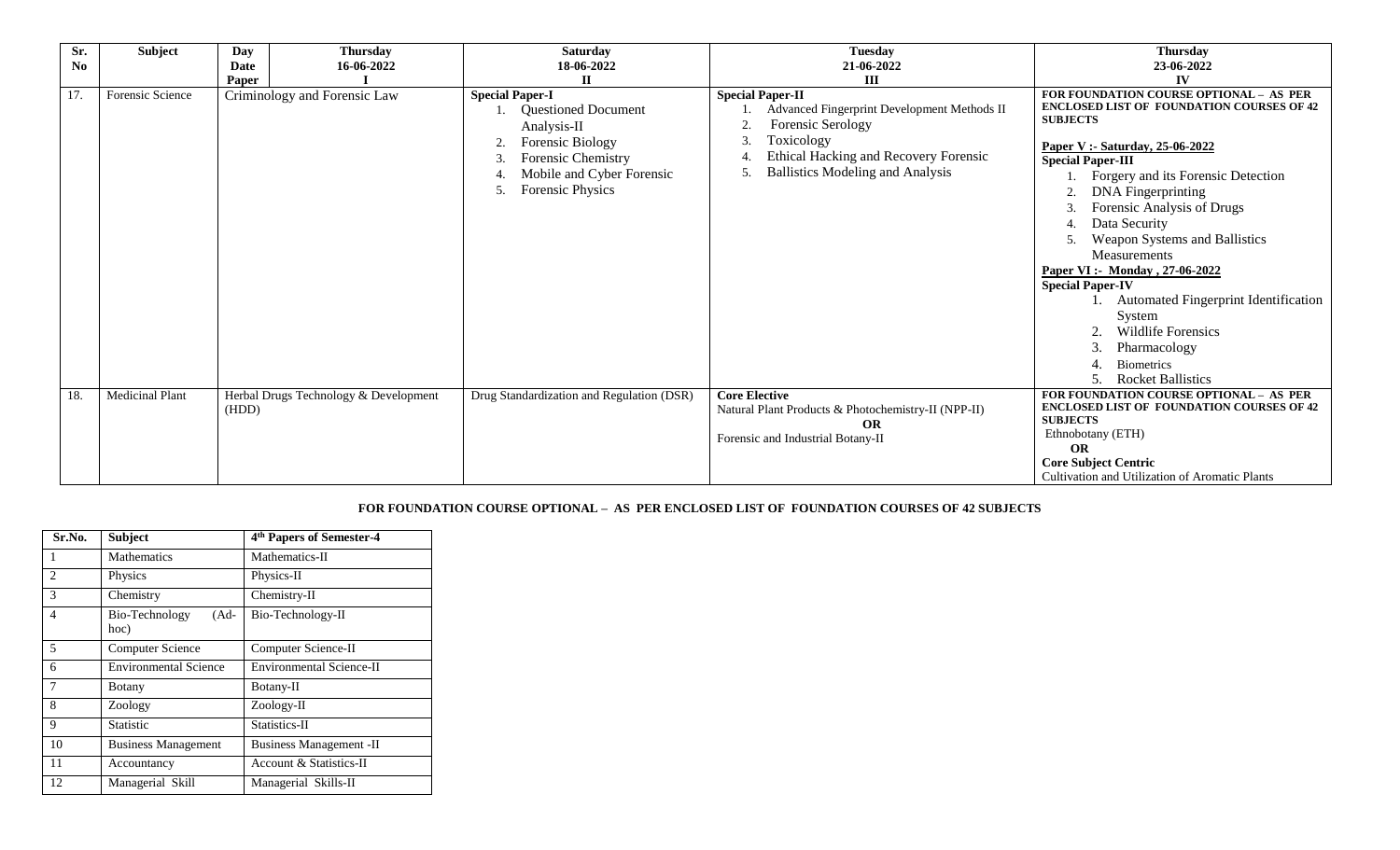| Sr. No | Subject | Day / Date / Paper | Thursday 16-06-2022 I | Saturday 18-06-2022 II | Tuesday 21-06-2022 III | Thursday 23-06-2022 IV |
|---|---|---|---|---|---|---|
| 17. | Forensic Science | Criminology and Forensic Law | | **Special Paper-I**<br>1. Questioned Document Analysis-II<br>2. Forensic Biology<br>3. Forensic Chemistry<br>4. Mobile and Cyber Forensic<br>5. Forensic Physics | **Special Paper-II**<br>1. Advanced Fingerprint Development Methods II<br>2. Forensic Serology<br>3. Toxicology<br>4. Ethical Hacking and Recovery Forensic<br>5. Ballistics Modeling and Analysis | **FOR FOUNDATION COURSE OPTIONAL – AS PER ENCLOSED LIST OF FOUNDATION COURSES OF 42 SUBJECTS**<br>**Paper V :- Saturday, 25-06-2022**<br>**Special Paper-III**<br>1. Forgery and its Forensic Detection<br>2. DNA Fingerprinting<br>3. Forensic Analysis of Drugs<br>4. Data Security<br>5. Weapon Systems and Ballistics Measurements<br>**Paper VI :- Monday , 27-06-2022**<br>**Special Paper-IV**<br>1. Automated Fingerprint Identification System<br>2. Wildlife Forensics<br>3. Pharmacology<br>4. Biometrics<br>5. Rocket Ballistics |
| 18. | Medicinal Plant | Herbal Drugs Technology & Development (HDD) | | Drug Standardization and Regulation (DSR) | **Core Elective**<br>Natural Plant Products & Photochemistry-II (NPP-II)<br>**OR**<br>Forensic and Industrial Botany-II | **FOR FOUNDATION COURSE OPTIONAL – AS PER ENCLOSED LIST OF FOUNDATION COURSES OF 42 SUBJECTS**<br>Ethnobotany (ETH)<br>**OR**<br>**Core Subject Centric**<br>Cultivation and Utilization of Aromatic Plants |

**FOR FOUNDATION COURSE OPTIONAL – AS PER ENCLOSED LIST OF FOUNDATION COURSES OF 42 SUBJECTS**

| Sr.No. | Subject | 4th Papers of Semester-4 |
|---|---|---|
| 1 | Mathematics | Mathematics-II |
| 2 | Physics | Physics-II |
| 3 | Chemistry | Chemistry-II |
| 4 | Bio-Technology (Ad-hoc) | Bio-Technology-II |
| 5 | Computer Science | Computer Science-II |
| 6 | Environmental Science | Environmental Science-II |
| 7 | Botany | Botany-II |
| 8 | Zoology | Zoology-II |
| 9 | Statistic | Statistics-II |
| 10 | Business Management | Business Management -II |
| 11 | Accountancy | Account & Statistics-II |
| 12 | Managerial Skill | Managerial Skills-II |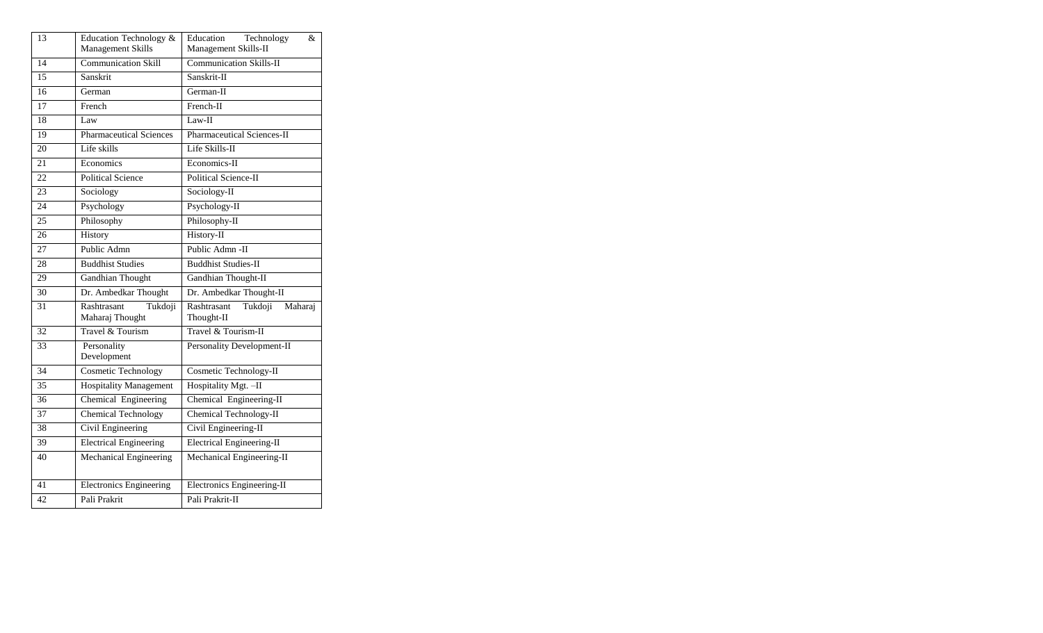| 13 | Education Technology & Management Skills | Education Technology & Management Skills-II |
|---|---|---|
| 14 | Communication Skill | Communication Skills-II |
| 15 | Sanskrit | Sanskrit-II |
| 16 | German | German-II |
| 17 | French | French-II |
| 18 | Law | Law-II |
| 19 | Pharmaceutical Sciences | Pharmaceutical Sciences-II |
| 20 | Life skills | Life Skills-II |
| 21 | Economics | Economics-II |
| 22 | Political Science | Political Science-II |
| 23 | Sociology | Sociology-II |
| 24 | Psychology | Psychology-II |
| 25 | Philosophy | Philosophy-II |
| 26 | History | History-II |
| 27 | Public Admn | Public Admn -II |
| 28 | Buddhist Studies | Buddhist Studies-II |
| 29 | Gandhian Thought | Gandhian Thought-II |
| 30 | Dr. Ambedkar Thought | Dr. Ambedkar Thought-II |
| 31 | Rashtrasant Tukdoji Maharaj Thought | Rashtrasant Tukdoji Maharaj Thought-II |
| 32 | Travel & Tourism | Travel & Tourism-II |
| 33 | Personality Development | Personality Development-II |
| 34 | Cosmetic Technology | Cosmetic Technology-II |
| 35 | Hospitality Management | Hospitality Mgt. –II |
| 36 | Chemical Engineering | Chemical Engineering-II |
| 37 | Chemical Technology | Chemical Technology-II |
| 38 | Civil Engineering | Civil Engineering-II |
| 39 | Electrical Engineering | Electrical Engineering-II |
| 40 | Mechanical Engineering | Mechanical Engineering-II |
| 41 | Electronics Engineering | Electronics Engineering-II |
| 42 | Pali Prakrit | Pali Prakrit-II |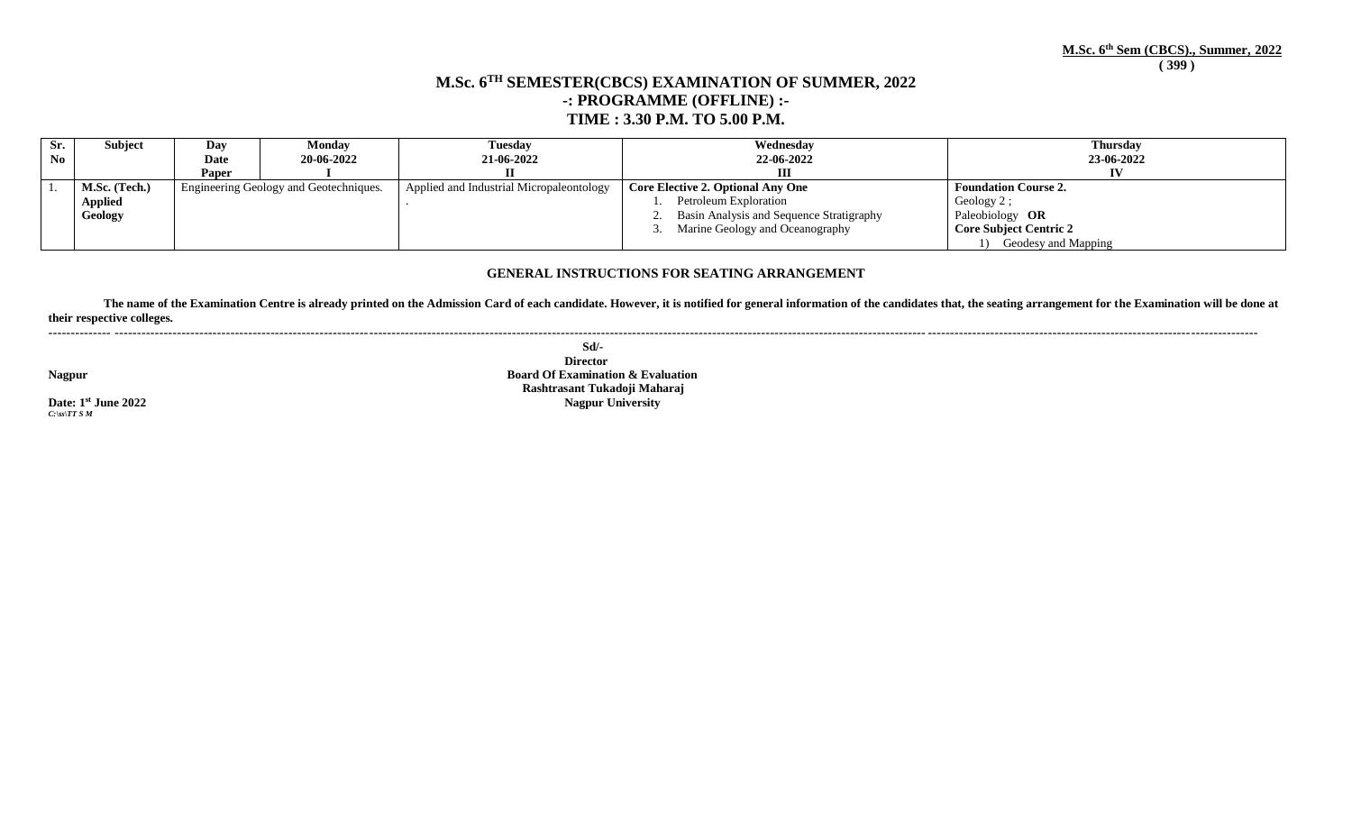**M.Sc. 6th Sem (CBCS)., Summer, 2022**
**( 399 )**

# M.Sc. 6TH SEMESTER(CBCS) EXAMINATION OF SUMMER, 2022
## -: PROGRAMME (OFFLINE) :-
## TIME : 3.30 P.M. TO 5.00 P.M.

| Sr. No | Subject | Day / Date / Paper | Monday 20-06-2022 I | Tuesday 21-06-2022 II | Wednesday 22-06-2022 III | Thursday 23-06-2022 IV |
|---|---|---|---|---|---|---|
| 1. | **M.Sc. (Tech.) Applied Geology** | Engineering Geology and Geotechniques. | | Applied and Industrial Micropaleontology . | **Core Elective 2. Optional Any One** 1. Petroleum Exploration 2. Basin Analysis and Sequence Stratigraphy 3. Marine Geology and Oceanography | **Foundation Course 2.** Geology 2 ; Paleobiology **OR** **Core Subject Centric 2** 1) Geodesy and Mapping |

### GENERAL INSTRUCTIONS FOR SEATING ARRANGEMENT

**The name of the Examination Centre is already printed on the Admission Card of each candidate. However, it is notified for general information of the candidates that, the seating arrangement for the Examination will be done at their respective colleges.**

---

**Sd/-**
**Director**
**Board Of Examination & Evaluation**
**Rashtrasant Tukadoji Maharaj**
**Nagpur University**

**Nagpur**

**Date: 1st June 2022**

*C:\ss\TT S M*